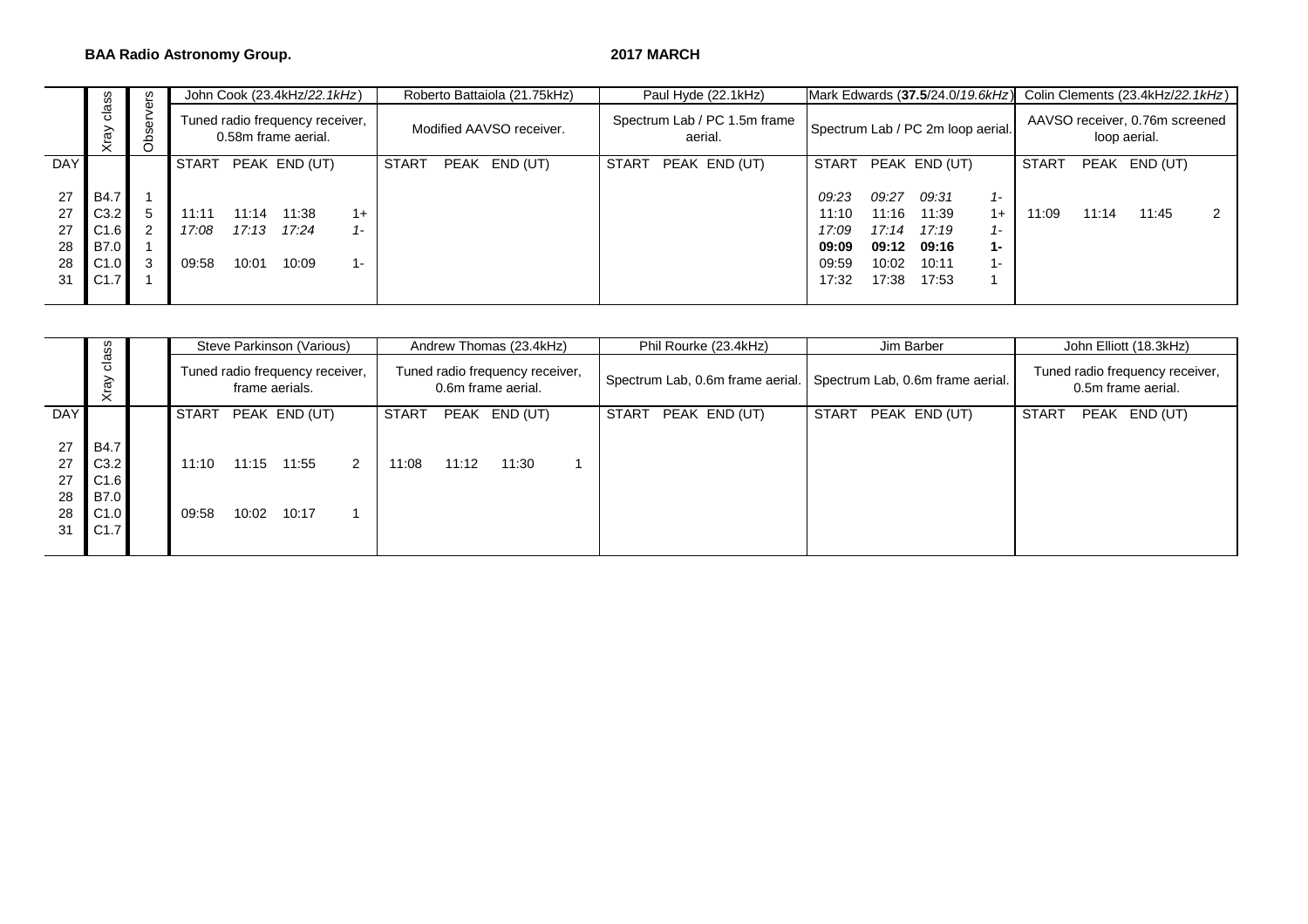**BAA Radio Astronomy Group.** **2017 MARCH**

| DAY | Xray class | Observers | John Cook (23.4kHz/*22.1kHz*) Tuned radio frequency receiver, 0.58m frame aerial. | | | | Roberto Battaiola (21.75kHz) Modified AAVSO receiver. | | | Paul Hyde (22.1kHz) Spectrum Lab / PC 1.5m frame aerial. | | | Mark Edwards (**37.5**/24.0/*19.6kHz*) Spectrum Lab / PC 2m loop aerial. | | | | Colin Clements (23.4kHz/*22.1kHz*) AAVSO receiver, 0.76m screened loop aerial. | | | |
|---|---|---|---|---|---|---|---|---|---|---|---|---|---|---|---|---|---|---|---|---|
| | | | START | PEAK | END (UT) | | START | PEAK | END (UT) | START | PEAK | END (UT) | START | PEAK | END (UT) | | START | PEAK | END (UT) | |
| 27 | B4.7 | 1 | | | | | | | | | | | *09:23* | *09:27* | *09:31* | *1-* | | | | |
| 27 | C3.2 | 5 | 11:11 | 11:14 | 11:38 | 1+ | | | | | | | 11:10 | 11:16 | 11:39 | 1+ | 11:09 | 11:14 | 11:45 | 2 |
| 27 | C1.6 | 2 | *17:08* | *17:13* | *17:24* | *1-* | | | | | | | *17:09* | *17:14* | *17:19* | *1-* | | | | |
| 28 | B7.0 | 1 | | | | | | | | | | | **09:09** | **09:12** | **09:16** | **1-** | | | | |
| 28 | C1.0 | 3 | 09:58 | 10:01 | 10:09 | 1- | | | | | | | 09:59 | 10:02 | 10:11 | 1- | | | | |
| 31 | C1.7 | 1 | | | | | | | | | | | 17:32 | 17:38 | 17:53 | 1 | | | | |

| DAY | Xray class | | Steve Parkinson (Various) Tuned radio frequency receiver, frame aerials. | | | | Andrew Thomas (23.4kHz) Tuned radio frequency receiver, 0.6m frame aerial. | | | | Phil Rourke (23.4kHz) Spectrum Lab, 0.6m frame aerial. | | | Jim Barber Spectrum Lab, 0.6m frame aerial. | | | John Elliott (18.3kHz) Tuned radio frequency receiver, 0.5m frame aerial. | | |
|---|---|---|---|---|---|---|---|---|---|---|---|---|---|---|---|---|---|---|---|
| | | | START | PEAK | END (UT) | | START | PEAK | END (UT) | | START | PEAK | END (UT) | START | PEAK | END (UT) | START | PEAK | END (UT) |
| 27 | B4.7 | | | | | | | | | | | | | | | | | | |
| 27 | C3.2 | | 11:10 | 11:15 | 11:55 | 2 | 11:08 | 11:12 | 11:30 | 1 | | | | | | | | | |
| 27 | C1.6 | | | | | | | | | | | | | | | | | | |
| 28 | B7.0 | | | | | | | | | | | | | | | | | | |
| 28 | C1.0 | | 09:58 | 10:02 | 10:17 | 1 | | | | | | | | | | | | | |
| 31 | C1.7 | | | | | | | | | | | | | | | | | | |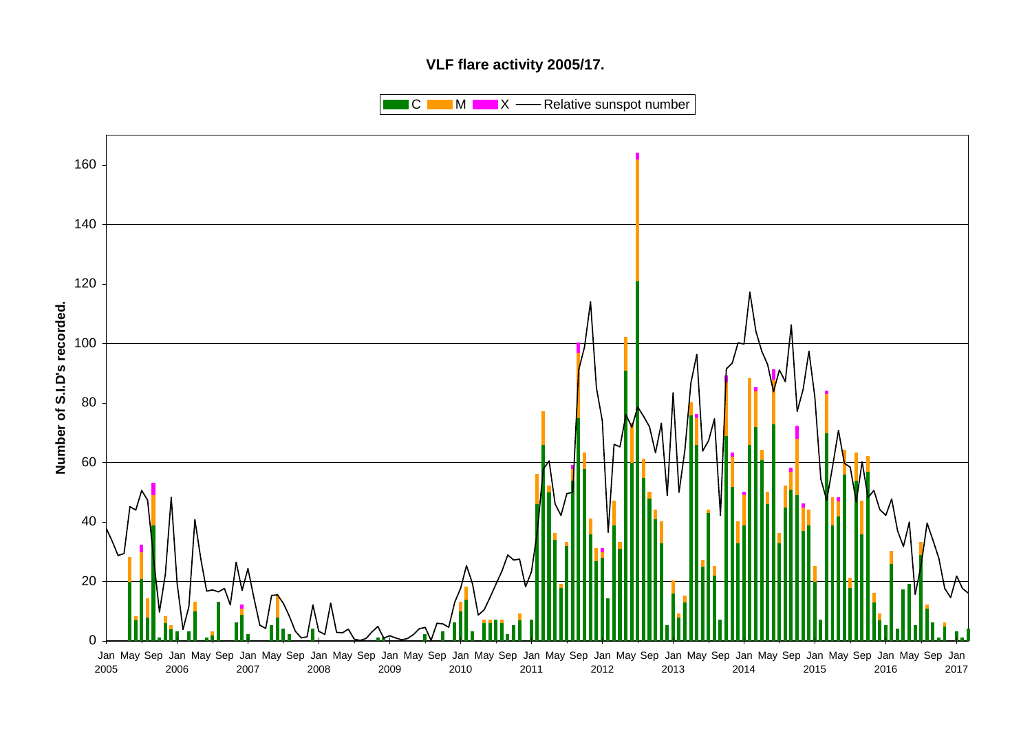# VLF flare activity 2005/17.

Legend: C, M, X, Relative sunspot number

Y-axis: Number of S.I.D's recorded. (0–160)

X-axis: Jan 2005 – Jan 2017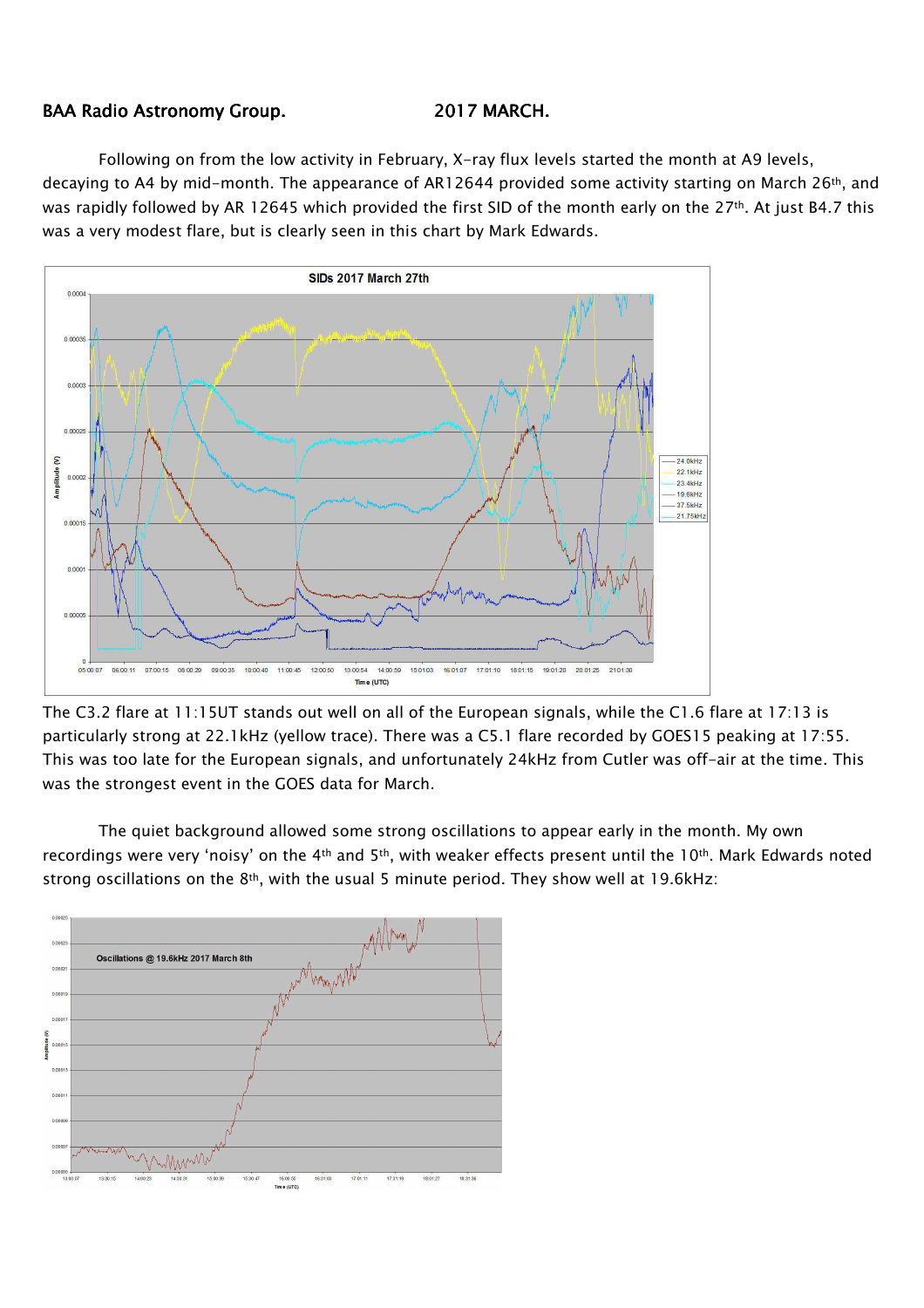**BAA Radio Astronomy Group.** **2017 MARCH.**

Following on from the low activity in February, X-ray flux levels started the month at A9 levels, decaying to A4 by mid-month. The appearance of AR12644 provided some activity starting on March 26th, and was rapidly followed by AR 12645 which provided the first SID of the month early on the 27th. At just B4.7 this was a very modest flare, but is clearly seen in this chart by Mark Edwards.

The C3.2 flare at 11:15UT stands out well on all of the European signals, while the C1.6 flare at 17:13 is particularly strong at 22.1kHz (yellow trace). There was a C5.1 flare recorded by GOES15 peaking at 17:55. This was too late for the European signals, and unfortunately 24kHz from Cutler was off-air at the time. This was the strongest event in the GOES data for March.

The quiet background allowed some strong oscillations to appear early in the month. My own recordings were very 'noisy' on the 4th and 5th, with weaker effects present until the 10th. Mark Edwards noted strong oscillations on the 8th, with the usual 5 minute period. They show well at 19.6kHz: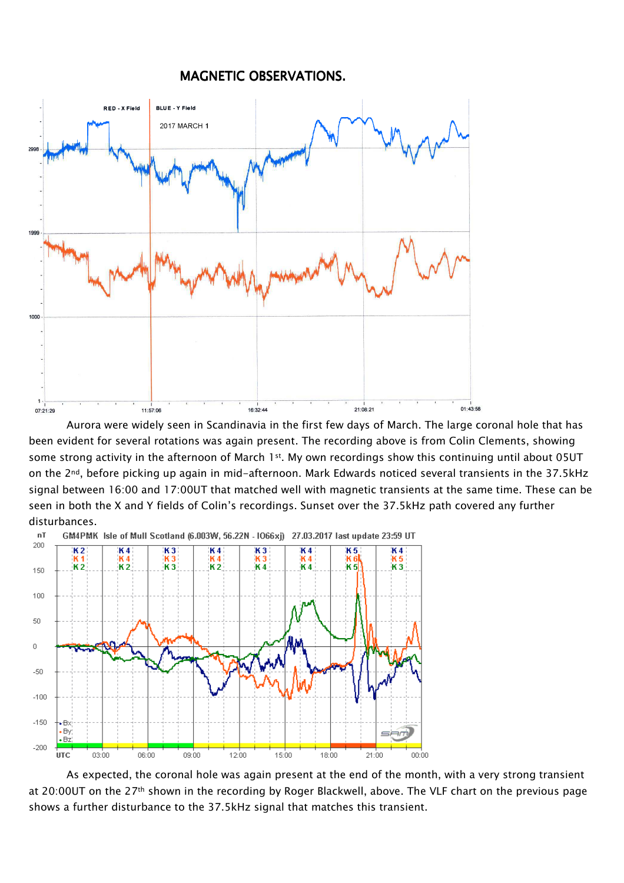# MAGNETIC OBSERVATIONS.

Aurora were widely seen in Scandinavia in the first few days of March. The large coronal hole that has been evident for several rotations was again present. The recording above is from Colin Clements, showing some strong activity in the afternoon of March 1st. My own recordings show this continuing until about 05UT on the 2nd, before picking up again in mid-afternoon. Mark Edwards noticed several transients in the 37.5kHz signal between 16:00 and 17:00UT that matched well with magnetic transients at the same time. These can be seen in both the X and Y fields of Colin's recordings. Sunset over the 37.5kHz path covered any further disturbances.

As expected, the coronal hole was again present at the end of the month, with a very strong transient at 20:00UT on the 27th shown in the recording by Roger Blackwell, above. The VLF chart on the previous page shows a further disturbance to the 37.5kHz signal that matches this transient.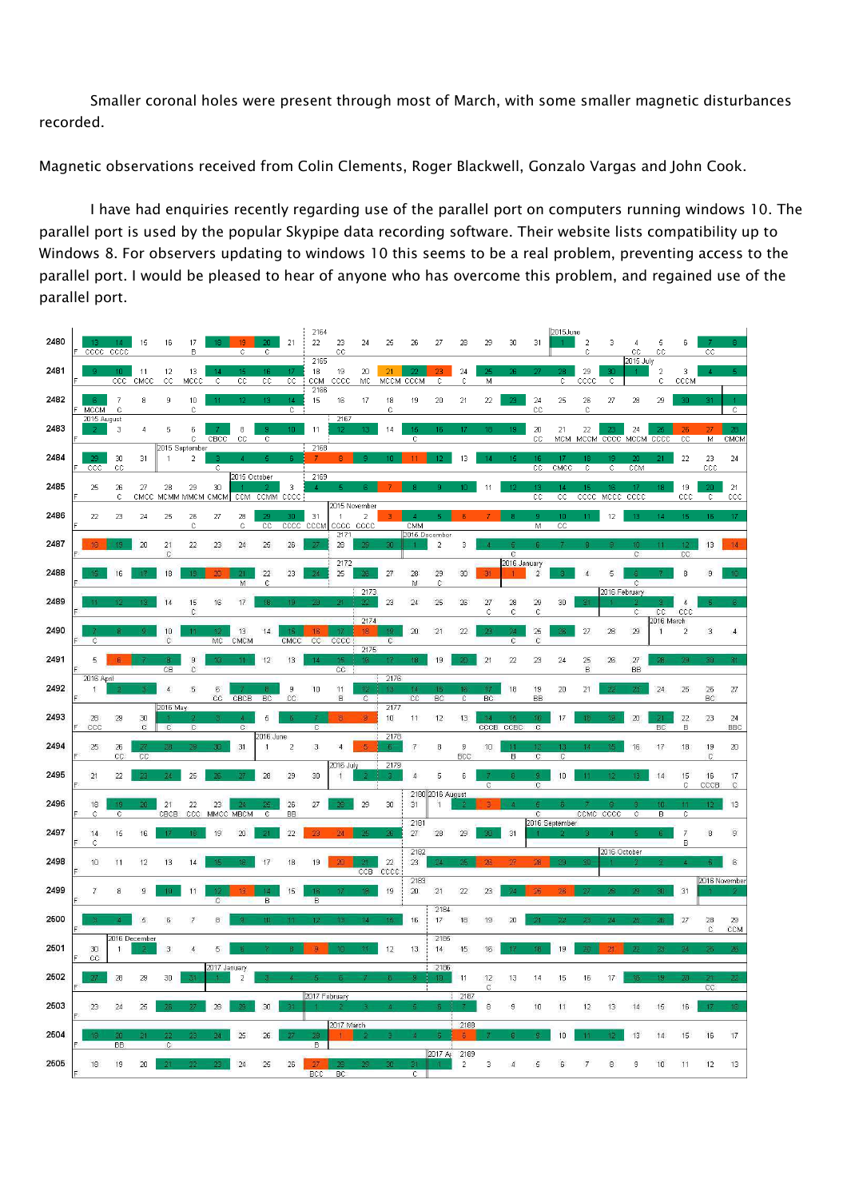Smaller coronal holes were present through most of March, with some smaller magnetic disturbances recorded.

Magnetic observations received from Colin Clements, Roger Blackwell, Gonzalo Vargas and John Cook.

I have had enquiries recently regarding use of the parallel port on computers running windows 10. The parallel port is used by the popular Skypipe data recording software. Their website lists compatibility up to Windows 8. For observers updating to windows 10 this seems to be a real problem, preventing access to the parallel port. I would be pleased to hear of anyone who has overcome this problem, and regained use of the parallel port.